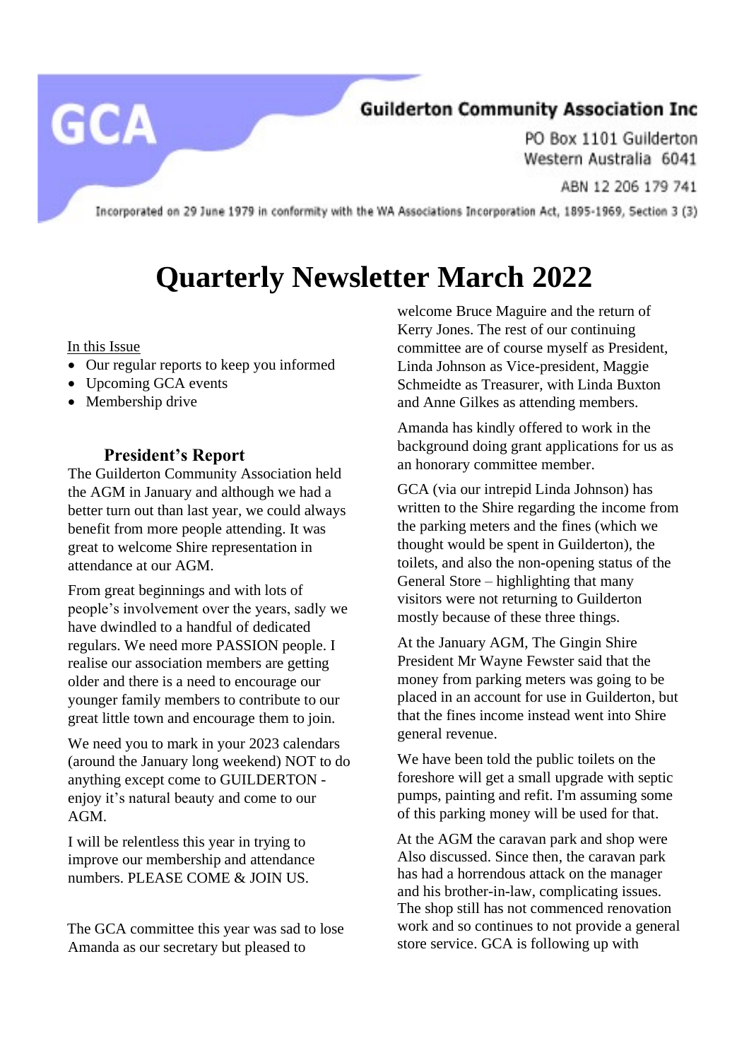GCA

**Guilderton Community Association Inc**

PO Box 1101 Guilderton
Western Australia 6041

ABN 12 206 179 741

Incorporated on 29 June 1979 in conformity with the WA Associations Incorporation Act, 1895-1969, Section 3 (3)

# Quarterly Newsletter March 2022

In this Issue

- Our regular reports to keep you informed
- Upcoming GCA events
- Membership drive

## President's Report

The Guilderton Community Association held the AGM in January and although we had a better turn out than last year, we could always benefit from more people attending. It was great to welcome Shire representation in attendance at our AGM.

From great beginnings and with lots of people's involvement over the years, sadly we have dwindled to a handful of dedicated regulars. We need more PASSION people. I realise our association members are getting older and there is a need to encourage our younger family members to contribute to our great little town and encourage them to join.

We need you to mark in your 2023 calendars (around the January long weekend) NOT to do anything except come to GUILDERTON - enjoy it's natural beauty and come to our AGM.

I will be relentless this year in trying to improve our membership and attendance numbers. PLEASE COME & JOIN US.

The GCA committee this year was sad to lose Amanda as our secretary but pleased to welcome Bruce Maguire and the return of Kerry Jones. The rest of our continuing committee are of course myself as President, Linda Johnson as Vice-president, Maggie Schmeidte as Treasurer, with Linda Buxton and Anne Gilkes as attending members.

Amanda has kindly offered to work in the background doing grant applications for us as an honorary committee member.

GCA (via our intrepid Linda Johnson) has written to the Shire regarding the income from the parking meters and the fines (which we thought would be spent in Guilderton), the toilets, and also the non-opening status of the General Store – highlighting that many visitors were not returning to Guilderton mostly because of these three things.

At the January AGM, The Gingin Shire President Mr Wayne Fewster said that the money from parking meters was going to be placed in an account for use in Guilderton, but that the fines income instead went into Shire general revenue.

We have been told the public toilets on the foreshore will get a small upgrade with septic pumps, painting and refit. I'm assuming some of this parking money will be used for that.

At the AGM the caravan park and shop were Also discussed. Since then, the caravan park has had a horrendous attack on the manager and his brother-in-law, complicating issues. The shop still has not commenced renovation work and so continues to not provide a general store service. GCA is following up with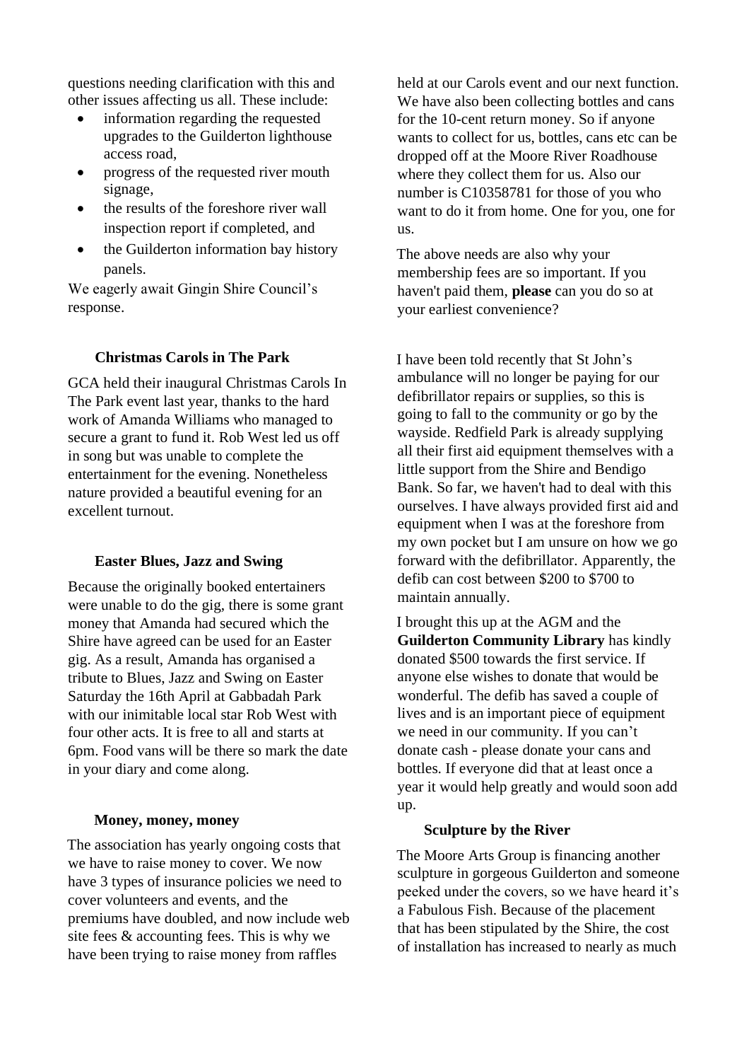questions needing clarification with this and other issues affecting us all. These include:

- information regarding the requested upgrades to the Guilderton lighthouse access road,
- progress of the requested river mouth signage,
- the results of the foreshore river wall inspection report if completed, and
- the Guilderton information bay history panels.

We eagerly await Gingin Shire Council's response.

### Christmas Carols in The Park

GCA held their inaugural Christmas Carols In The Park event last year, thanks to the hard work of Amanda Williams who managed to secure a grant to fund it. Rob West led us off in song but was unable to complete the entertainment for the evening. Nonetheless nature provided a beautiful evening for an excellent turnout.

### Easter Blues, Jazz and Swing

Because the originally booked entertainers were unable to do the gig, there is some grant money that Amanda had secured which the Shire have agreed can be used for an Easter gig. As a result, Amanda has organised a tribute to Blues, Jazz and Swing on Easter Saturday the 16th April at Gabbadah Park with our inimitable local star Rob West with four other acts. It is free to all and starts at 6pm. Food vans will be there so mark the date in your diary and come along.

### Money, money, money

The association has yearly ongoing costs that we have to raise money to cover. We now have 3 types of insurance policies we need to cover volunteers and events, and the premiums have doubled, and now include web site fees & accounting fees. This is why we have been trying to raise money from raffles held at our Carols event and our next function. We have also been collecting bottles and cans for the 10-cent return money. So if anyone wants to collect for us, bottles, cans etc can be dropped off at the Moore River Roadhouse where they collect them for us. Also our number is C10358781 for those of you who want to do it from home. One for you, one for us.

The above needs are also why your membership fees are so important. If you haven't paid them, **please** can you do so at your earliest convenience?

I have been told recently that St John's ambulance will no longer be paying for our defibrillator repairs or supplies, so this is going to fall to the community or go by the wayside. Redfield Park is already supplying all their first aid equipment themselves with a little support from the Shire and Bendigo Bank. So far, we haven't had to deal with this ourselves. I have always provided first aid and equipment when I was at the foreshore from my own pocket but I am unsure on how we go forward with the defibrillator. Apparently, the defib can cost between $200 to $700 to maintain annually.

I brought this up at the AGM and the **Guilderton Community Library** has kindly donated $500 towards the first service. If anyone else wishes to donate that would be wonderful. The defib has saved a couple of lives and is an important piece of equipment we need in our community. If you can't donate cash - please donate your cans and bottles. If everyone did that at least once a year it would help greatly and would soon add up.

### Sculpture by the River

The Moore Arts Group is financing another sculpture in gorgeous Guilderton and someone peeked under the covers, so we have heard it's a Fabulous Fish. Because of the placement that has been stipulated by the Shire, the cost of installation has increased to nearly as much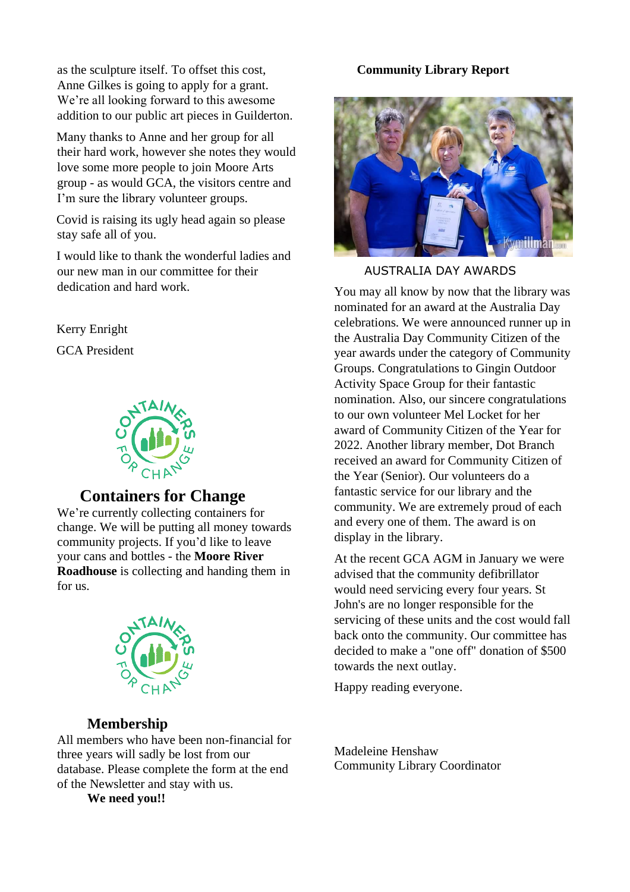as the sculpture itself. To offset this cost, Anne Gilkes is going to apply for a grant. We're all looking forward to this awesome addition to our public art pieces in Guilderton.

Many thanks to Anne and her group for all their hard work, however she notes they would love some more people to join Moore Arts group - as would GCA, the visitors centre and I'm sure the library volunteer groups.

Covid is raising its ugly head again so please stay safe all of you.

I would like to thank the wonderful ladies and our new man in our committee for their dedication and hard work.

Kerry Enright

GCA President

## Containers for Change

We're currently collecting containers for change. We will be putting all money towards community projects. If you'd like to leave your cans and bottles - the **Moore River Roadhouse** is collecting and handing them in for us.

## Membership

All members who have been non-financial for three years will sadly be lost from our database. Please complete the form at the end of the Newsletter and stay with us.

**We need you!!**

## Community Library Report

AUSTRALIA DAY AWARDS

You may all know by now that the library was nominated for an award at the Australia Day celebrations. We were announced runner up in the Australia Day Community Citizen of the year awards under the category of Community Groups. Congratulations to Gingin Outdoor Activity Space Group for their fantastic nomination. Also, our sincere congratulations to our own volunteer Mel Locket for her award of Community Citizen of the Year for 2022. Another library member, Dot Branch received an award for Community Citizen of the Year (Senior). Our volunteers do a fantastic service for our library and the community. We are extremely proud of each and every one of them. The award is on display in the library.

At the recent GCA AGM in January we were advised that the community defibrillator would need servicing every four years. St John's are no longer responsible for the servicing of these units and the cost would fall back onto the community. Our committee has decided to make a "one off" donation of $500 towards the next outlay.

Happy reading everyone.

Madeleine Henshaw
Community Library Coordinator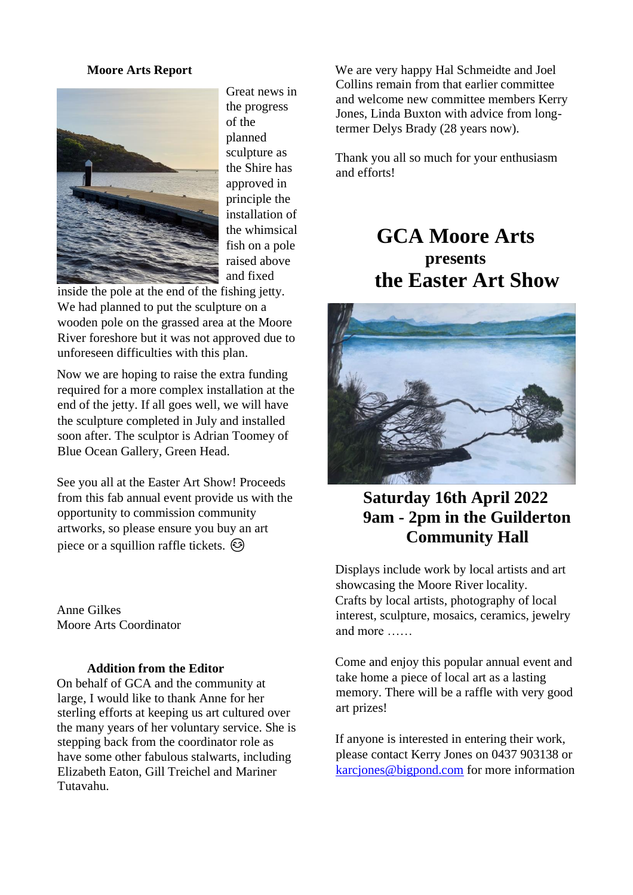**Moore Arts Report**

Great news in the progress of the planned sculpture as the Shire has approved in principle the installation of the whimsical fish on a pole raised above and fixed inside the pole at the end of the fishing jetty. We had planned to put the sculpture on a wooden pole on the grassed area at the Moore River foreshore but it was not approved due to unforeseen difficulties with this plan.

Now we are hoping to raise the extra funding required for a more complex installation at the end of the jetty. If all goes well, we will have the sculpture completed in July and installed soon after. The sculptor is Adrian Toomey of Blue Ocean Gallery, Green Head.

See you all at the Easter Art Show! Proceeds from this fab annual event provide us with the opportunity to commission community artworks, so please ensure you buy an art piece or a squillion raffle tickets. 😊

Anne Gilkes
Moore Arts Coordinator

**Addition from the Editor**

On behalf of GCA and the community at large, I would like to thank Anne for her sterling efforts at keeping us art cultured over the many years of her voluntary service. She is stepping back from the coordinator role as have some other fabulous stalwarts, including Elizabeth Eaton, Gill Treichel and Mariner Tutavahu.

We are very happy Hal Schmeidte and Joel Collins remain from that earlier committee and welcome new committee members Kerry Jones, Linda Buxton with advice from long-termer Delys Brady (28 years now).

Thank you all so much for your enthusiasm and efforts!

# GCA Moore Arts

## presents

# the Easter Art Show

## Saturday 16th April 2022
## 9am - 2pm in the Guilderton Community Hall

Displays include work by local artists and art showcasing the Moore River locality.
Crafts by local artists, photography of local interest, sculpture, mosaics, ceramics, jewelry and more ……

Come and enjoy this popular annual event and take home a piece of local art as a lasting memory. There will be a raffle with very good art prizes!

If anyone is interested in entering their work, please contact Kerry Jones on 0437 903138 or karcjones@bigpond.com for more information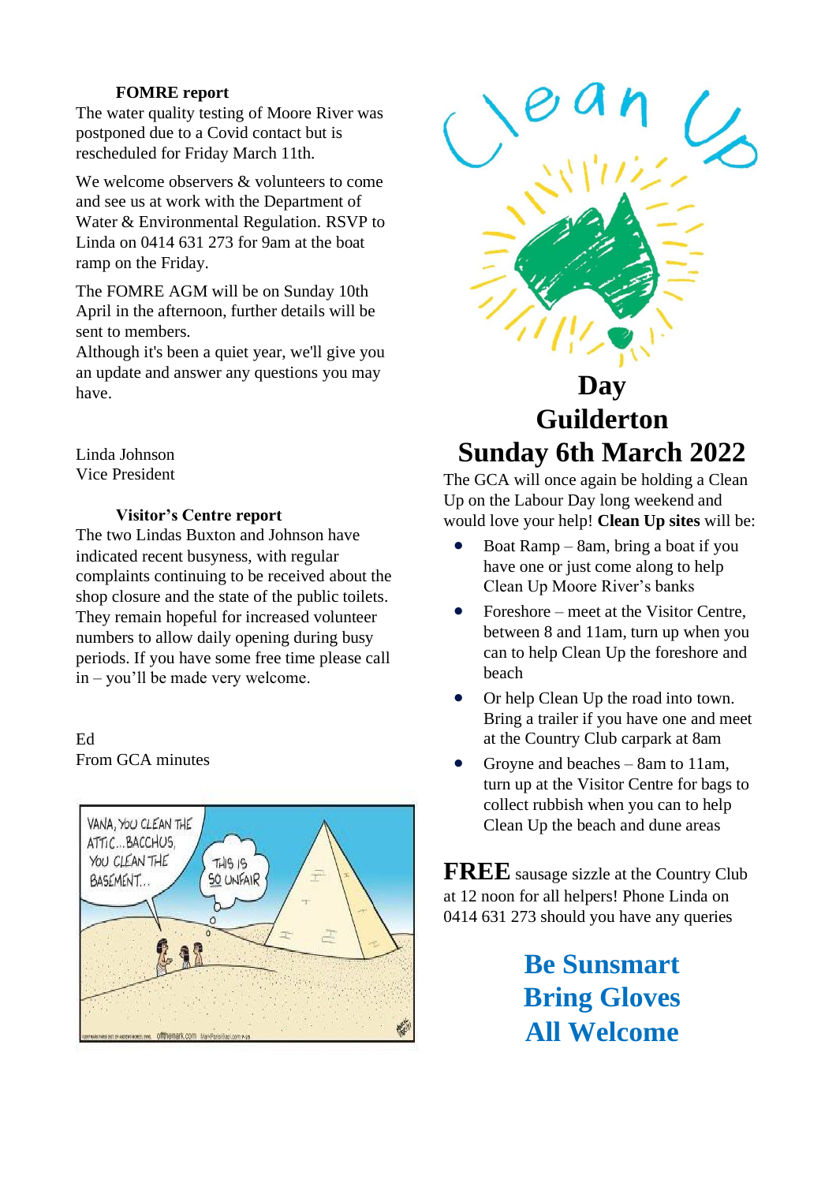### FOMRE report

The water quality testing of Moore River was postponed due to a Covid contact but is rescheduled for Friday March 11th.

We welcome observers & volunteers to come and see us at work with the Department of Water & Environmental Regulation. RSVP to Linda on 0414 631 273 for 9am at the boat ramp on the Friday.

The FOMRE AGM will be on Sunday 10th April in the afternoon, further details will be sent to members.
Although it's been a quiet year, we'll give you an update and answer any questions you may have.

Linda Johnson
Vice President

### Visitor's Centre report

The two Lindas Buxton and Johnson have indicated recent busyness, with regular complaints continuing to be received about the shop closure and the state of the public toilets. They remain hopeful for increased volunteer numbers to allow daily opening during busy periods. If you have some free time please call in – you'll be made very welcome.

Ed
From GCA minutes

# Clean Up Day
# Guilderton
# Sunday 6th March 2022

The GCA will once again be holding a Clean Up on the Labour Day long weekend and would love your help! **Clean Up sites** will be:

- Boat Ramp – 8am, bring a boat if you have one or just come along to help Clean Up Moore River's banks
- Foreshore – meet at the Visitor Centre, between 8 and 11am, turn up when you can to help Clean Up the foreshore and beach
- Or help Clean Up the road into town. Bring a trailer if you have one and meet at the Country Club carpark at 8am
- Groyne and beaches – 8am to 11am, turn up at the Visitor Centre for bags to collect rubbish when you can to help Clean Up the beach and dune areas

**FREE** sausage sizzle at the Country Club at 12 noon for all helpers! Phone Linda on 0414 631 273 should you have any queries

**Be Sunsmart**
**Bring Gloves**
**All Welcome**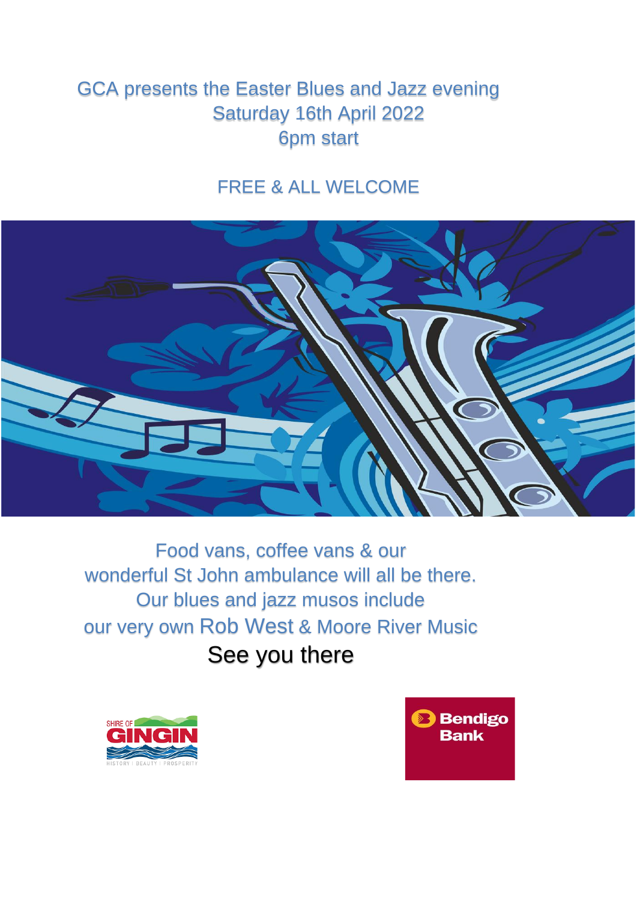GCA presents the Easter Blues and Jazz evening

Saturday 16th April 2022

6pm start

FREE & ALL WELCOME

Food vans, coffee vans & our wonderful St John ambulance will all be there.

Our blues and jazz musos include our very own Rob West & Moore River Music

See you there

SHIRE OF GINGIN
HISTORY | BEAUTY | PROSPERITY

Bendigo Bank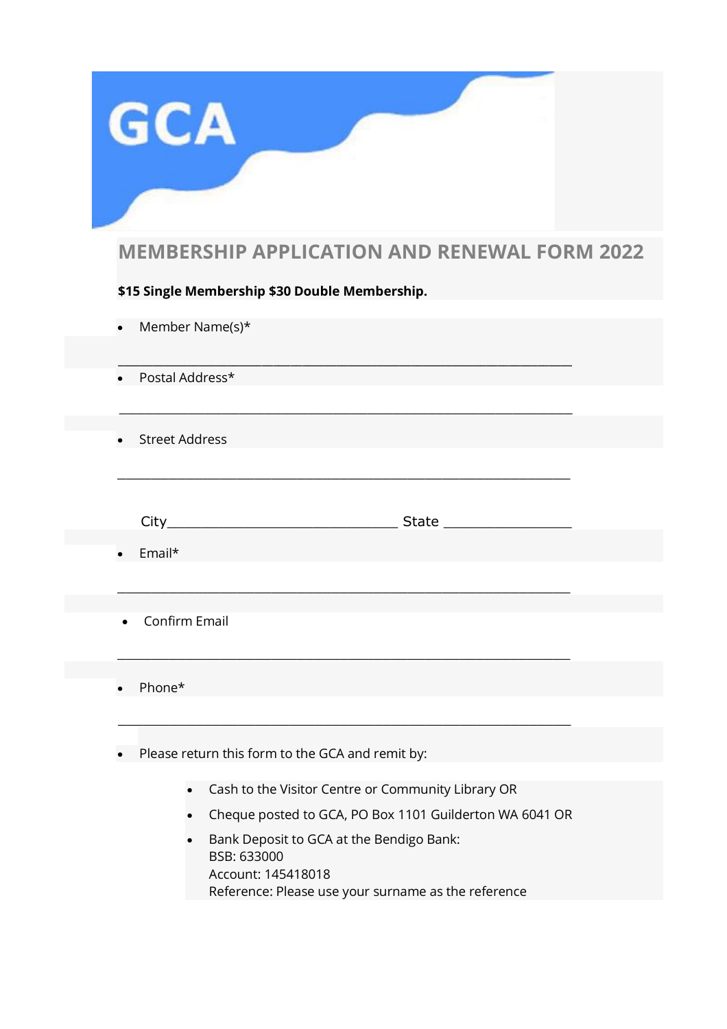GCA

# MEMBERSHIP APPLICATION AND RENEWAL FORM 2022

**$15 Single Membership $30 Double Membership.**

- Member Name(s)*

_______________________________________________________________________

- Postal Address*

_______________________________________________________________________

- Street Address

_______________________________________________________________________

City_______________________________ State ________________

- Email*

_______________________________________________________________________

- Confirm Email

_______________________________________________________________________

- Phone*

_______________________________________________________________________

- Please return this form to the GCA and remit by:
    - Cash to the Visitor Centre or Community Library OR
    - Cheque posted to GCA, PO Box 1101 Guilderton WA 6041 OR
    - Bank Deposit to GCA at the Bendigo Bank:
      BSB: 633000
      Account: 145418018
      Reference: Please use your surname as the reference